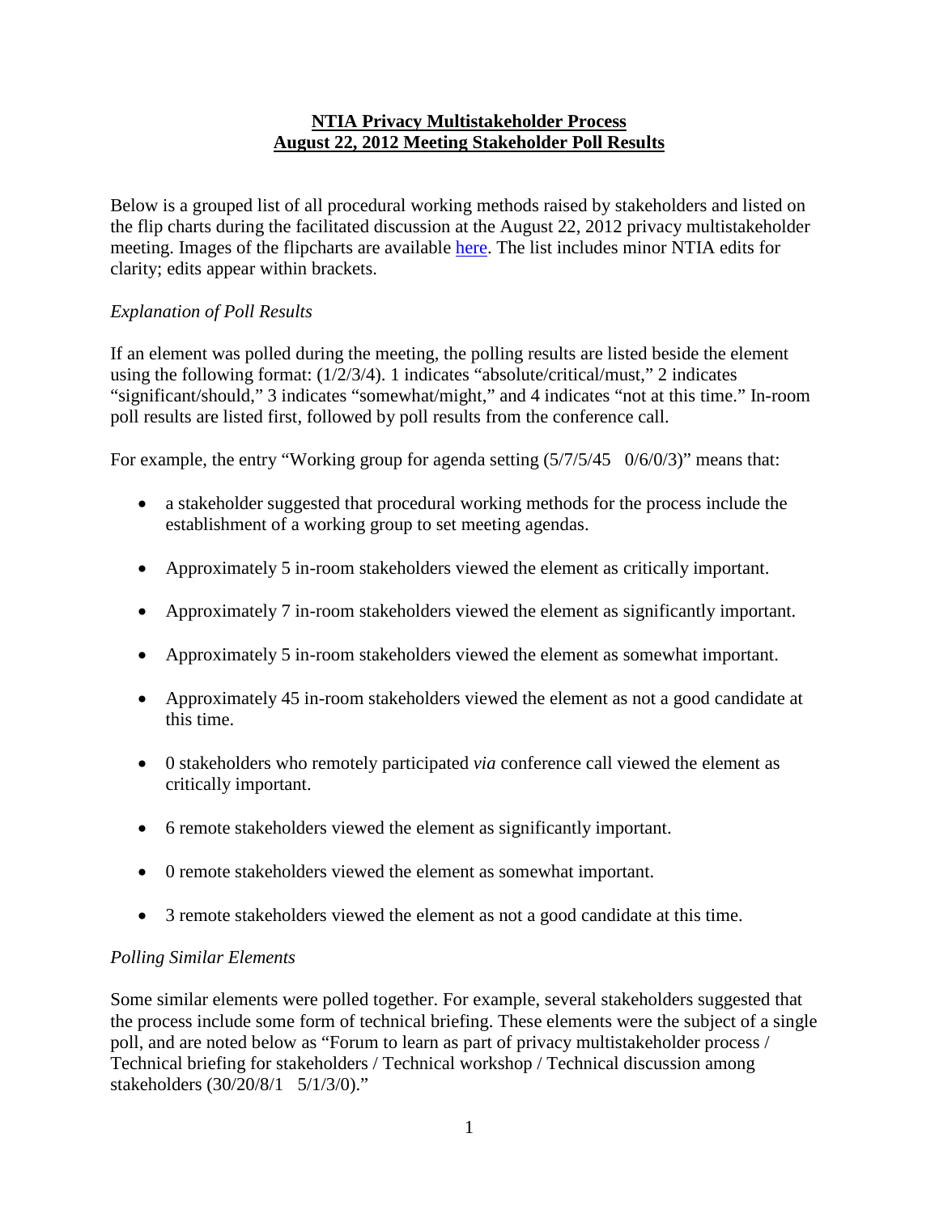**NTIA Privacy Multistakeholder Process**
**August 22, 2012 Meeting Stakeholder Poll Results**

Below is a grouped list of all procedural working methods raised by stakeholders and listed on the flip charts during the facilitated discussion at the August 22, 2012 privacy multistakeholder meeting. Images of the flipcharts are available [here](). The list includes minor NTIA edits for clarity; edits appear within brackets.

*Explanation of Poll Results*

If an element was polled during the meeting, the polling results are listed beside the element using the following format: (1/2/3/4). 1 indicates "absolute/critical/must," 2 indicates "significant/should," 3 indicates "somewhat/might," and 4 indicates "not at this time." In-room poll results are listed first, followed by poll results from the conference call.

For example, the entry "Working group for agenda setting (5/7/5/45   0/6/0/3)" means that:

- a stakeholder suggested that procedural working methods for the process include the establishment of a working group to set meeting agendas.
- Approximately 5 in-room stakeholders viewed the element as critically important.
- Approximately 7 in-room stakeholders viewed the element as significantly important.
- Approximately 5 in-room stakeholders viewed the element as somewhat important.
- Approximately 45 in-room stakeholders viewed the element as not a good candidate at this time.
- 0 stakeholders who remotely participated *via* conference call viewed the element as critically important.
- 6 remote stakeholders viewed the element as significantly important.
- 0 remote stakeholders viewed the element as somewhat important.
- 3 remote stakeholders viewed the element as not a good candidate at this time.

*Polling Similar Elements*

Some similar elements were polled together. For example, several stakeholders suggested that the process include some form of technical briefing. These elements were the subject of a single poll, and are noted below as "Forum to learn as part of privacy multistakeholder process / Technical briefing for stakeholders / Technical workshop / Technical discussion among stakeholders (30/20/8/1   5/1/3/0)."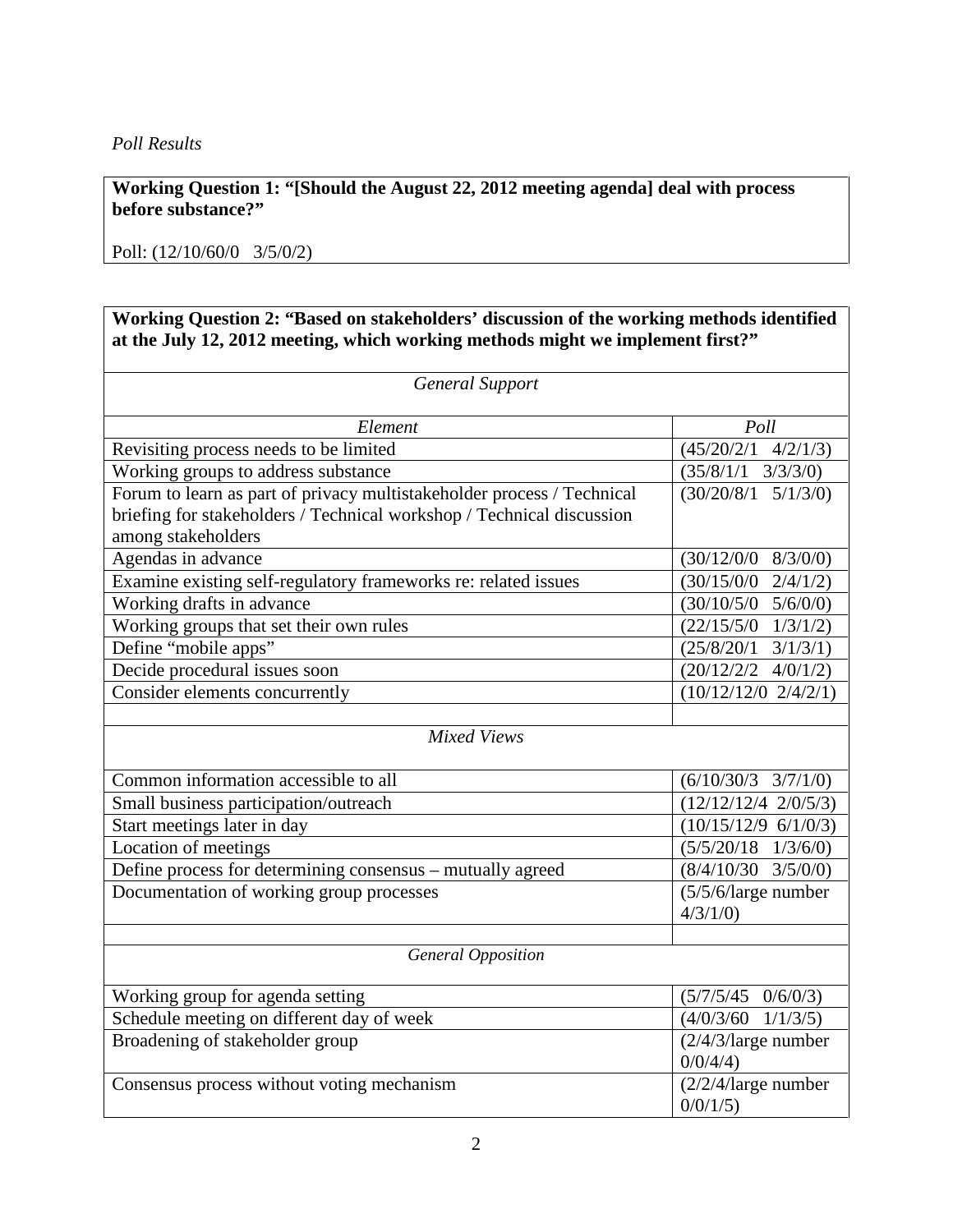*Poll Results*

| **Working Question 1: "[Should the August 22, 2012 meeting agenda] deal with process before substance?"** |
|---|
| Poll: (12/10/60/0 3/5/0/2) |

| **Working Question 2: "Based on stakeholders' discussion of the working methods identified at the July 12, 2012 meeting, which working methods might we implement first?"** | |
|---|---|
| *General Support* | |
| *Element* | *Poll* |
| Revisiting process needs to be limited | (45/20/2/1 4/2/1/3) |
| Working groups to address substance | (35/8/1/1 3/3/3/0) |
| Forum to learn as part of privacy multistakeholder process / Technical briefing for stakeholders / Technical workshop / Technical discussion among stakeholders | (30/20/8/1 5/1/3/0) |
| Agendas in advance | (30/12/0/0 8/3/0/0) |
| Examine existing self-regulatory frameworks re: related issues | (30/15/0/0 2/4/1/2) |
| Working drafts in advance | (30/10/5/0 5/6/0/0) |
| Working groups that set their own rules | (22/15/5/0 1/3/1/2) |
| Define "mobile apps" | (25/8/20/1 3/1/3/1) |
| Decide procedural issues soon | (20/12/2/2 4/0/1/2) |
| Consider elements concurrently | (10/12/12/0 2/4/2/1) |
| | |
| *Mixed Views* | |
| Common information accessible to all | (6/10/30/3 3/7/1/0) |
| Small business participation/outreach | (12/12/12/4 2/0/5/3) |
| Start meetings later in day | (10/15/12/9 6/1/0/3) |
| Location of meetings | (5/5/20/18 1/3/6/0) |
| Define process for determining consensus – mutually agreed | (8/4/10/30 3/5/0/0) |
| Documentation of working group processes | (5/5/6/large number 4/3/1/0) |
| | |
| *General Opposition* | |
| Working group for agenda setting | (5/7/5/45 0/6/0/3) |
| Schedule meeting on different day of week | (4/0/3/60 1/1/3/5) |
| Broadening of stakeholder group | (2/4/3/large number 0/0/4/4) |
| Consensus process without voting mechanism | (2/2/4/large number 0/0/1/5) |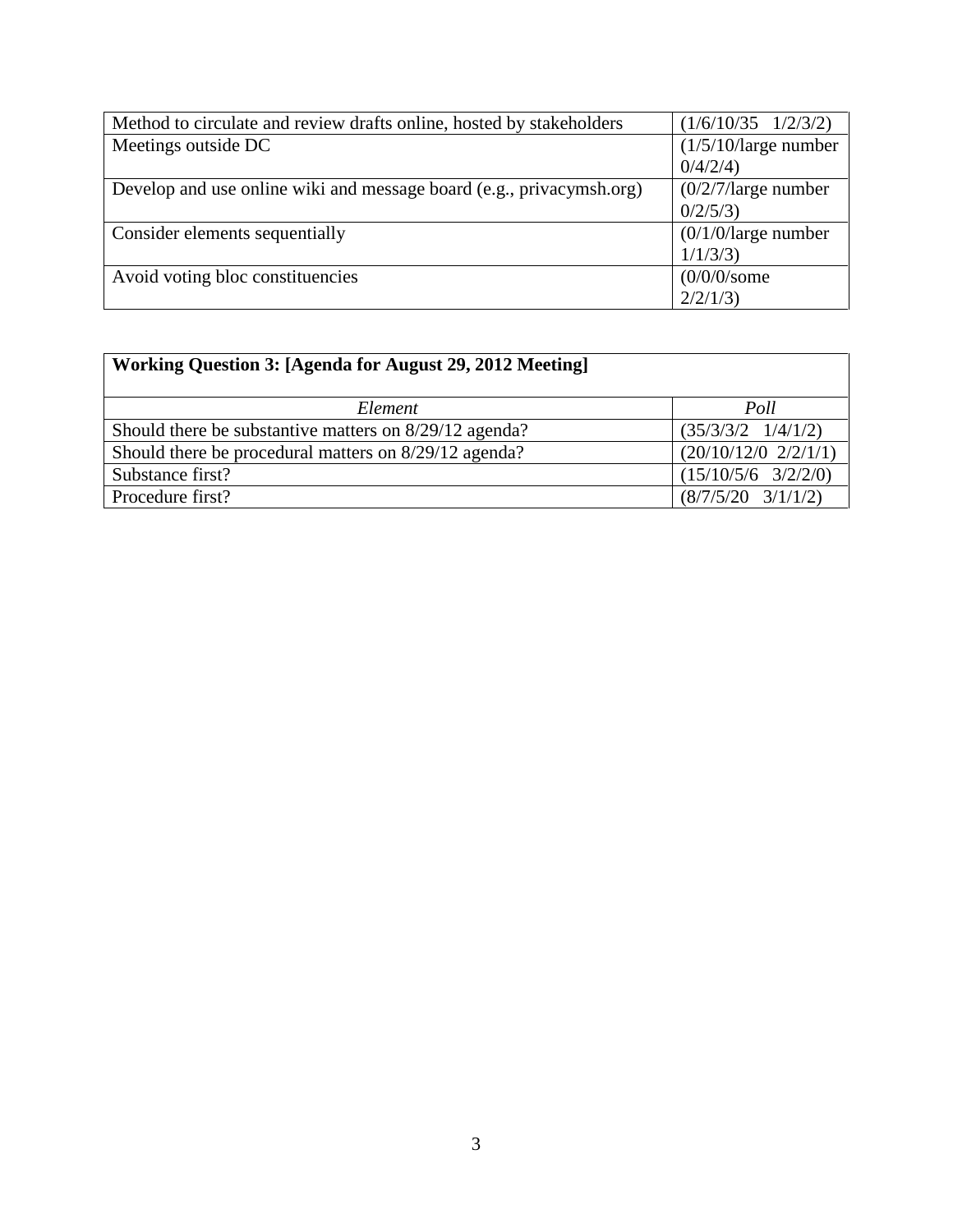| | |
|---|---|
| Method to circulate and review drafts online, hosted by stakeholders | (1/6/10/35   1/2/3/2) |
| Meetings outside DC | (1/5/10/large number 0/4/2/4) |
| Develop and use online wiki and message board (e.g., privacymsh.org) | (0/2/7/large number 0/2/5/3) |
| Consider elements sequentially | (0/1/0/large number 1/1/3/3) |
| Avoid voting bloc constituencies | (0/0/0/some 2/2/1/3) |

| **Working Question 3: [Agenda for August 29, 2012 Meeting]** | |
|---|---|
| *Element* | *Poll* |
| Should there be substantive matters on 8/29/12 agenda? | (35/3/3/2   1/4/1/2) |
| Should there be procedural matters on 8/29/12 agenda? | (20/10/12/0  2/2/1/1) |
| Substance first? | (15/10/5/6   3/2/2/0) |
| Procedure first? | (8/7/5/20   3/1/1/2) |